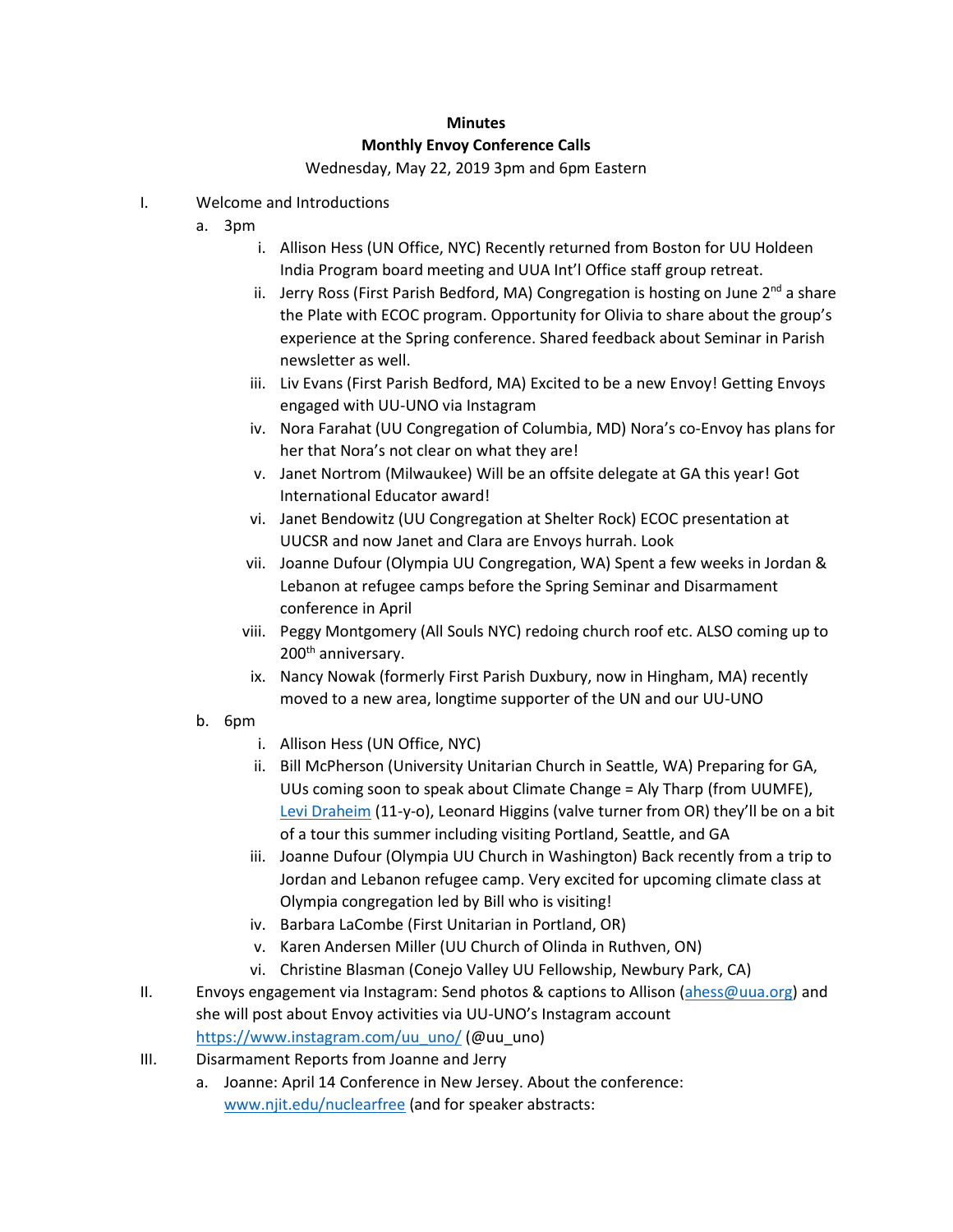**Minutes**

**Monthly Envoy Conference Calls**

Wednesday, May 22, 2019 3pm and 6pm Eastern

I. Welcome and Introductions
   a. 3pm
      i. Allison Hess (UN Office, NYC) Recently returned from Boston for UU Holdeen India Program board meeting and UUA Int'l Office staff group retreat.
      ii. Jerry Ross (First Parish Bedford, MA) Congregation is hosting on June 2nd a share the Plate with ECOC program. Opportunity for Olivia to share about the group's experience at the Spring conference. Shared feedback about Seminar in Parish newsletter as well.
      iii. Liv Evans (First Parish Bedford, MA) Excited to be a new Envoy! Getting Envoys engaged with UU-UNO via Instagram
      iv. Nora Farahat (UU Congregation of Columbia, MD) Nora's co-Envoy has plans for her that Nora's not clear on what they are!
      v. Janet Nortrom (Milwaukee) Will be an offsite delegate at GA this year! Got International Educator award!
      vi. Janet Bendowitz (UU Congregation at Shelter Rock) ECOC presentation at UUCSR and now Janet and Clara are Envoys hurrah. Look
      vii. Joanne Dufour (Olympia UU Congregation, WA) Spent a few weeks in Jordan & Lebanon at refugee camps before the Spring Seminar and Disarmament conference in April
      viii. Peggy Montgomery (All Souls NYC) redoing church roof etc. ALSO coming up to 200th anniversary.
      ix. Nancy Nowak (formerly First Parish Duxbury, now in Hingham, MA) recently moved to a new area, longtime supporter of the UN and our UU-UNO
   b. 6pm
      i. Allison Hess (UN Office, NYC)
      ii. Bill McPherson (University Unitarian Church in Seattle, WA) Preparing for GA, UUs coming soon to speak about Climate Change = Aly Tharp (from UUMFE), Levi Draheim (11-y-o), Leonard Higgins (valve turner from OR) they'll be on a bit of a tour this summer including visiting Portland, Seattle, and GA
      iii. Joanne Dufour (Olympia UU Church in Washington) Back recently from a trip to Jordan and Lebanon refugee camp. Very excited for upcoming climate class at Olympia congregation led by Bill who is visiting!
      iv. Barbara LaCombe (First Unitarian in Portland, OR)
      v. Karen Andersen Miller (UU Church of Olinda in Ruthven, ON)
      vi. Christine Blasman (Conejo Valley UU Fellowship, Newbury Park, CA)

II. Envoys engagement via Instagram: Send photos & captions to Allison (ahess@uua.org) and she will post about Envoy activities via UU-UNO's Instagram account https://www.instagram.com/uu_uno/ (@uu_uno)

III. Disarmament Reports from Joanne and Jerry
   a. Joanne: April 14 Conference in New Jersey. About the conference: www.njit.edu/nuclearfree (and for speaker abstracts: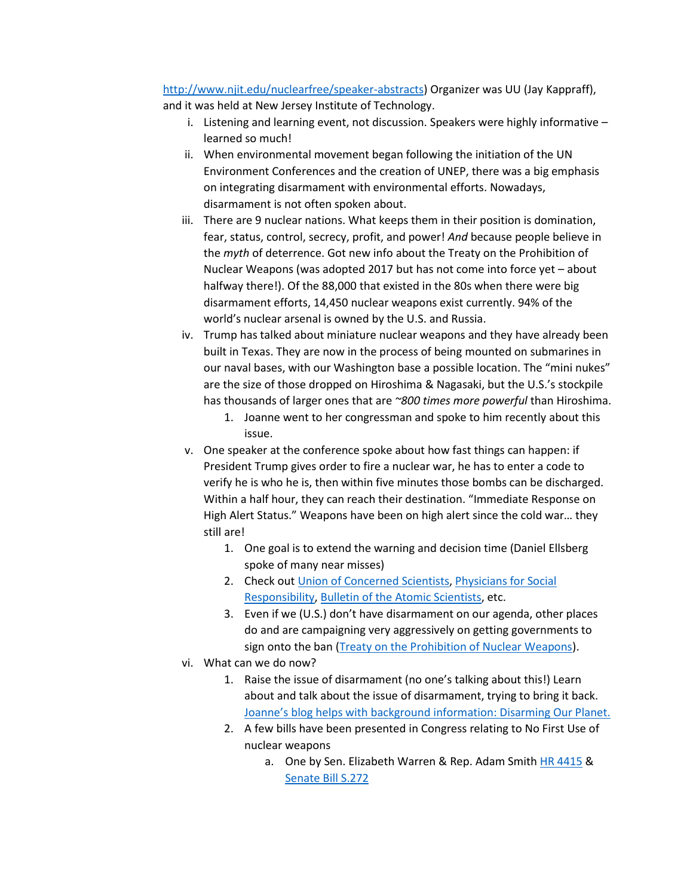http://www.njit.edu/nuclearfree/speaker-abstracts) Organizer was UU (Jay Kappraff), and it was held at New Jersey Institute of Technology.

i. Listening and learning event, not discussion. Speakers were highly informative – learned so much!

ii. When environmental movement began following the initiation of the UN Environment Conferences and the creation of UNEP, there was a big emphasis on integrating disarmament with environmental efforts. Nowadays, disarmament is not often spoken about.

iii. There are 9 nuclear nations. What keeps them in their position is domination, fear, status, control, secrecy, profit, and power! *And* because people believe in the *myth* of deterrence. Got new info about the Treaty on the Prohibition of Nuclear Weapons (was adopted 2017 but has not come into force yet – about halfway there!). Of the 88,000 that existed in the 80s when there were big disarmament efforts, 14,450 nuclear weapons exist currently. 94% of the world's nuclear arsenal is owned by the U.S. and Russia.

iv. Trump has talked about miniature nuclear weapons and they have already been built in Texas. They are now in the process of being mounted on submarines in our naval bases, with our Washington base a possible location. The "mini nukes" are the size of those dropped on Hiroshima & Nagasaki, but the U.S.'s stockpile has thousands of larger ones that are *~800 times more powerful* than Hiroshima.
   1. Joanne went to her congressman and spoke to him recently about this issue.

v. One speaker at the conference spoke about how fast things can happen: if President Trump gives order to fire a nuclear war, he has to enter a code to verify he is who he is, then within five minutes those bombs can be discharged. Within a half hour, they can reach their destination. "Immediate Response on High Alert Status." Weapons have been on high alert since the cold war… they still are!
   1. One goal is to extend the warning and decision time (Daniel Ellsberg spoke of many near misses)
   2. Check out Union of Concerned Scientists, Physicians for Social Responsibility, Bulletin of the Atomic Scientists, etc.
   3. Even if we (U.S.) don't have disarmament on our agenda, other places do and are campaigning very aggressively on getting governments to sign onto the ban (Treaty on the Prohibition of Nuclear Weapons).

vi. What can we do now?
   1. Raise the issue of disarmament (no one's talking about this!) Learn about and talk about the issue of disarmament, trying to bring it back. Joanne's blog helps with background information: Disarming Our Planet.
   2. A few bills have been presented in Congress relating to No First Use of nuclear weapons
      a. One by Sen. Elizabeth Warren & Rep. Adam Smith HR 4415 & Senate Bill S.272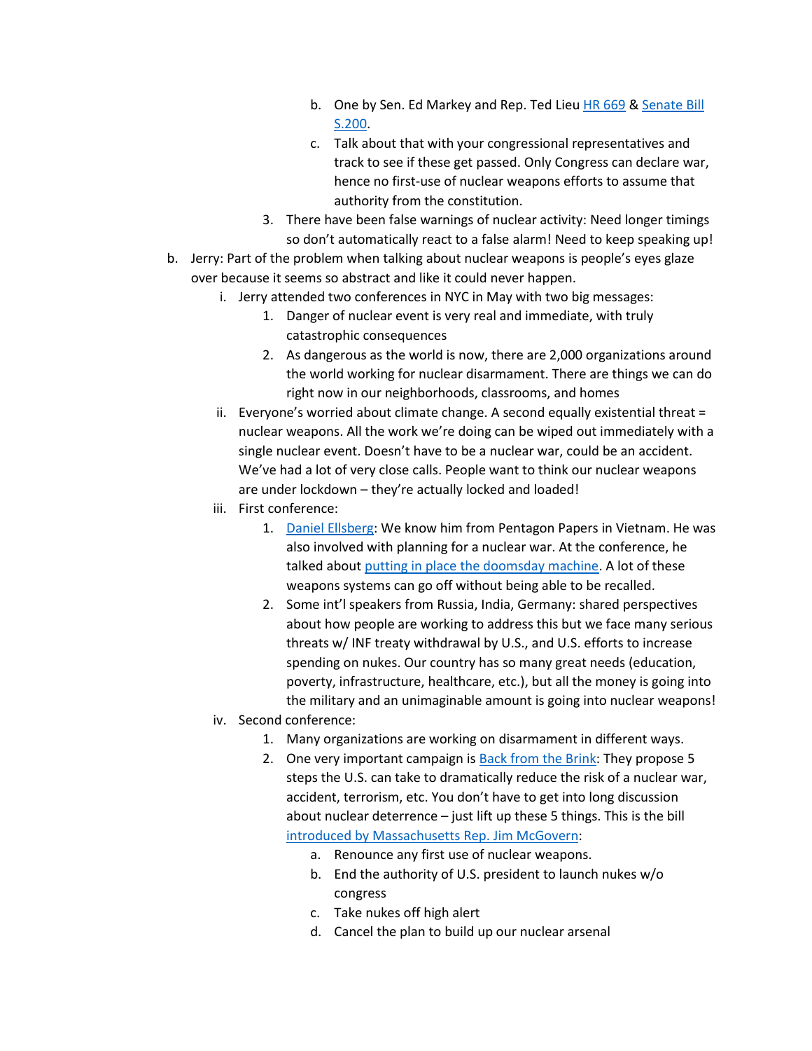b. One by Sen. Ed Markey and Rep. Ted Lieu [HR 669]() & [Senate Bill S.200]().
            c. Talk about that with your congressional representatives and track to see if these get passed. Only Congress can declare war, hence no first-use of nuclear weapons efforts to assume that authority from the constitution.
        3. There have been false warnings of nuclear activity: Need longer timings so don't automatically react to a false alarm! Need to keep speaking up!

b. Jerry: Part of the problem when talking about nuclear weapons is people's eyes glaze over because it seems so abstract and like it could never happen.
    i. Jerry attended two conferences in NYC in May with two big messages:
        1. Danger of nuclear event is very real and immediate, with truly catastrophic consequences
        2. As dangerous as the world is now, there are 2,000 organizations around the world working for nuclear disarmament. There are things we can do right now in our neighborhoods, classrooms, and homes
    ii. Everyone's worried about climate change. A second equally existential threat = nuclear weapons. All the work we're doing can be wiped out immediately with a single nuclear event. Doesn't have to be a nuclear war, could be an accident. We've had a lot of very close calls. People want to think our nuclear weapons are under lockdown – they're actually locked and loaded!
    iii. First conference:
        1. [Daniel Ellsberg](): We know him from Pentagon Papers in Vietnam. He was also involved with planning for a nuclear war. At the conference, he talked about [putting in place the doomsday machine](). A lot of these weapons systems can go off without being able to be recalled.
        2. Some int'l speakers from Russia, India, Germany: shared perspectives about how people are working to address this but we face many serious threats w/ INF treaty withdrawal by U.S., and U.S. efforts to increase spending on nukes. Our country has so many great needs (education, poverty, infrastructure, healthcare, etc.), but all the money is going into the military and an unimaginable amount is going into nuclear weapons!
    iv. Second conference:
        1. Many organizations are working on disarmament in different ways.
        2. One very important campaign is [Back from the Brink](): They propose 5 steps the U.S. can take to dramatically reduce the risk of a nuclear war, accident, terrorism, etc. You don't have to get into long discussion about nuclear deterrence – just lift up these 5 things. This is the bill [introduced by Massachusetts Rep. Jim McGovern]():
            a. Renounce any first use of nuclear weapons.
            b. End the authority of U.S. president to launch nukes w/o congress
            c. Take nukes off high alert
            d. Cancel the plan to build up our nuclear arsenal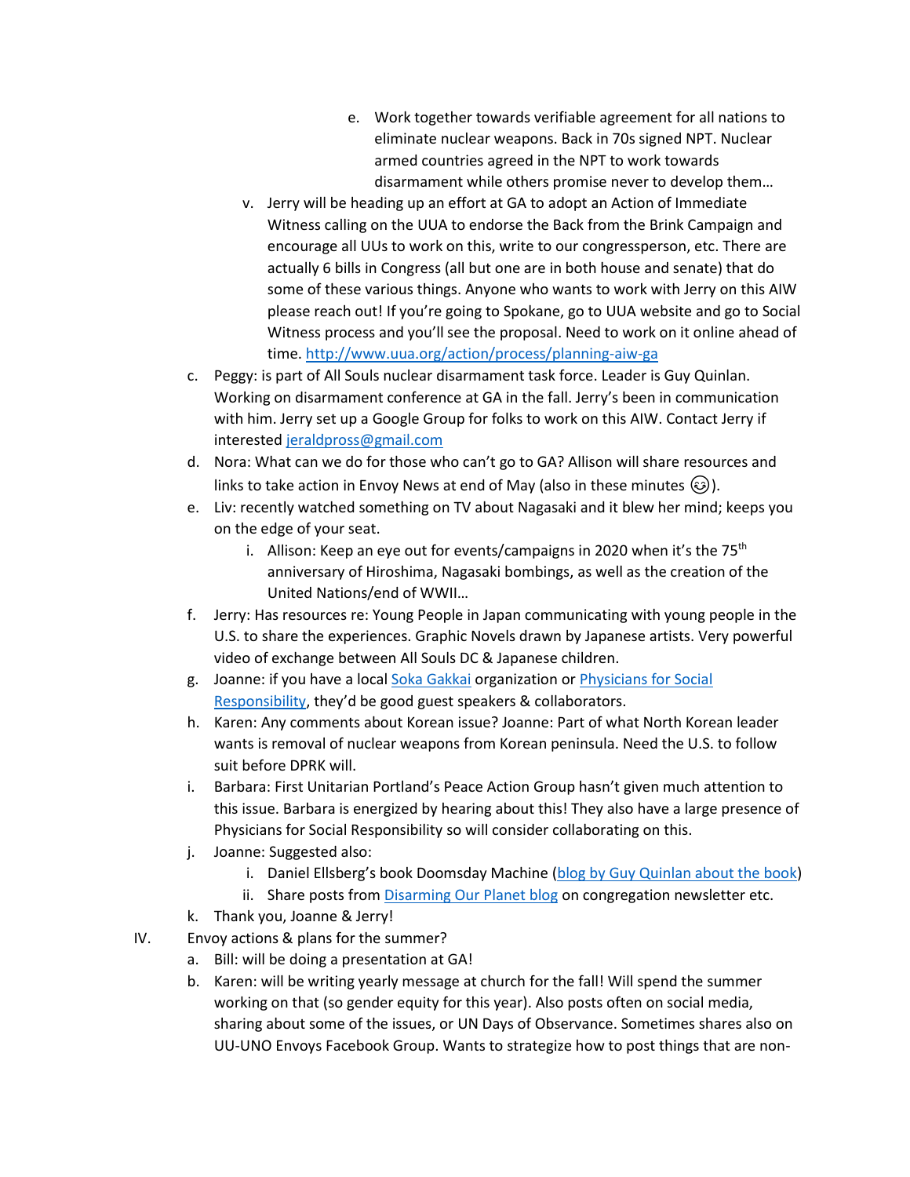e. Work together towards verifiable agreement for all nations to eliminate nuclear weapons. Back in 70s signed NPT. Nuclear armed countries agreed in the NPT to work towards disarmament while others promise never to develop them…

        v. Jerry will be heading up an effort at GA to adopt an Action of Immediate Witness calling on the UUA to endorse the Back from the Brink Campaign and encourage all UUs to work on this, write to our congressperson, etc. There are actually 6 bills in Congress (all but one are in both house and senate) that do some of these various things. Anyone who wants to work with Jerry on this AIW please reach out! If you're going to Spokane, go to UUA website and go to Social Witness process and you'll see the proposal. Need to work on it online ahead of time. [http://www.uua.org/action/process/planning-aiw-ga](http://www.uua.org/action/process/planning-aiw-ga)

    c. Peggy: is part of All Souls nuclear disarmament task force. Leader is Guy Quinlan. Working on disarmament conference at GA in the fall. Jerry's been in communication with him. Jerry set up a Google Group for folks to work on this AIW. Contact Jerry if interested [jeraldpross@gmail.com](mailto:jeraldpross@gmail.com)

    d. Nora: What can we do for those who can't go to GA? Allison will share resources and links to take action in Envoy News at end of May (also in these minutes 😉).

    e. Liv: recently watched something on TV about Nagasaki and it blew her mind; keeps you on the edge of your seat.

        i. Allison: Keep an eye out for events/campaigns in 2020 when it's the 75th anniversary of Hiroshima, Nagasaki bombings, as well as the creation of the United Nations/end of WWII…

    f. Jerry: Has resources re: Young People in Japan communicating with young people in the U.S. to share the experiences. Graphic Novels drawn by Japanese artists. Very powerful video of exchange between All Souls DC & Japanese children.

    g. Joanne: if you have a local Soka Gakkai organization or Physicians for Social Responsibility, they'd be good guest speakers & collaborators.

    h. Karen: Any comments about Korean issue? Joanne: Part of what North Korean leader wants is removal of nuclear weapons from Korean peninsula. Need the U.S. to follow suit before DPRK will.

    i. Barbara: First Unitarian Portland's Peace Action Group hasn't given much attention to this issue. Barbara is energized by hearing about this! They also have a large presence of Physicians for Social Responsibility so will consider collaborating on this.

    j. Joanne: Suggested also:

        i. Daniel Ellsberg's book Doomsday Machine (blog by Guy Quinlan about the book)

        ii. Share posts from Disarming Our Planet blog on congregation newsletter etc.

    k. Thank you, Joanne & Jerry!

IV. Envoy actions & plans for the summer?

    a. Bill: will be doing a presentation at GA!

    b. Karen: will be writing yearly message at church for the fall! Will spend the summer working on that (so gender equity for this year). Also posts often on social media, sharing about some of the issues, or UN Days of Observance. Sometimes shares also on UU-UNO Envoys Facebook Group. Wants to strategize how to post things that are non-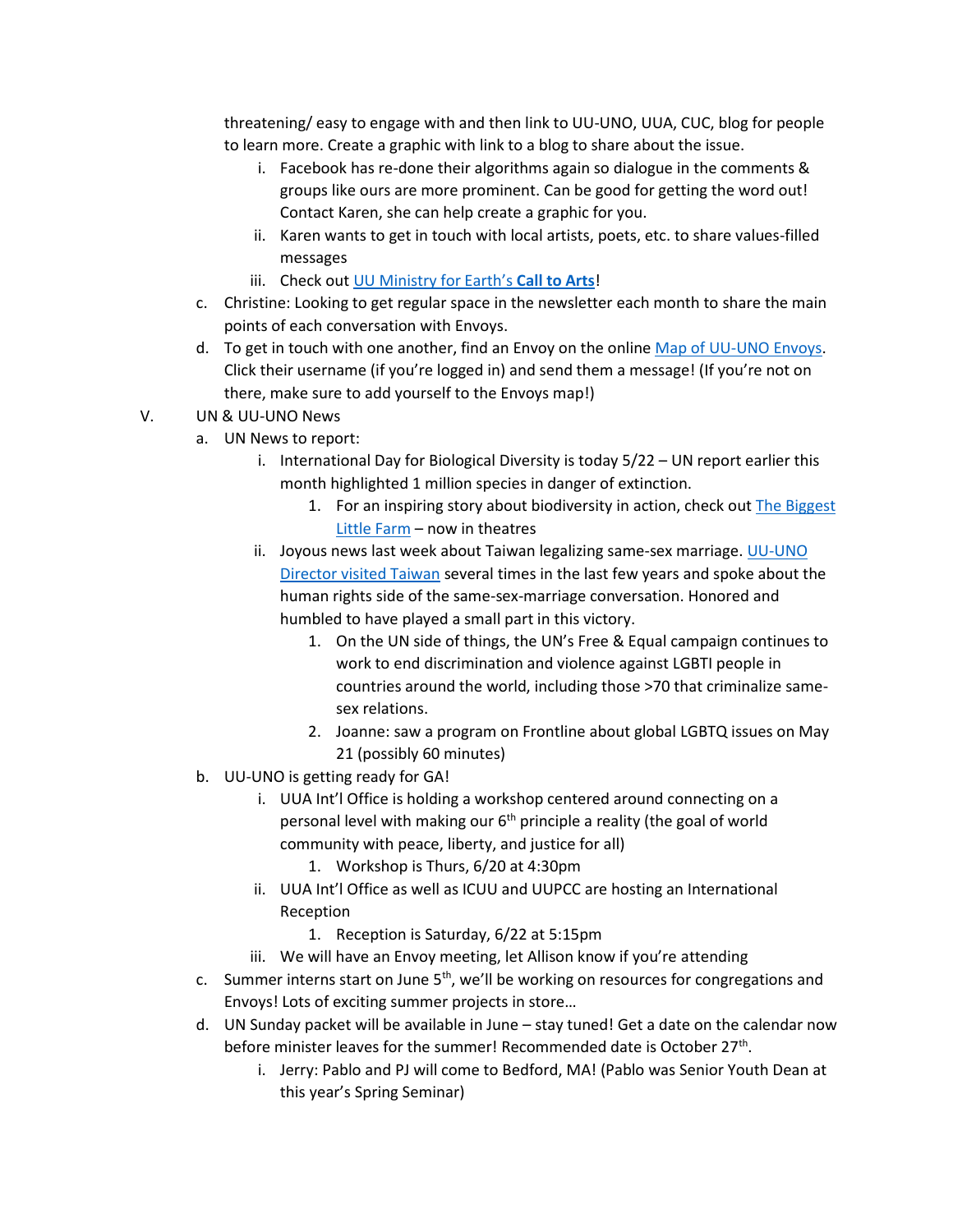threatening/ easy to engage with and then link to UU-UNO, UUA, CUC, blog for people to learn more. Create a graphic with link to a blog to share about the issue.

i. Facebook has re-done their algorithms again so dialogue in the comments & groups like ours are more prominent. Can be good for getting the word out! Contact Karen, she can help create a graphic for you.
ii. Karen wants to get in touch with local artists, poets, etc. to share values-filled messages
iii. Check out UU Ministry for Earth's **Call to Arts**!

c. Christine: Looking to get regular space in the newsletter each month to share the main points of each conversation with Envoys.

d. To get in touch with one another, find an Envoy on the online Map of UU-UNO Envoys. Click their username (if you're logged in) and send them a message! (If you're not on there, make sure to add yourself to the Envoys map!)

V. UN & UU-UNO News

a. UN News to report:
   i. International Day for Biological Diversity is today 5/22 – UN report earlier this month highlighted 1 million species in danger of extinction.
      1. For an inspiring story about biodiversity in action, check out The Biggest Little Farm – now in theatres
   ii. Joyous news last week about Taiwan legalizing same-sex marriage. UU-UNO Director visited Taiwan several times in the last few years and spoke about the human rights side of the same-sex-marriage conversation. Honored and humbled to have played a small part in this victory.
      1. On the UN side of things, the UN's Free & Equal campaign continues to work to end discrimination and violence against LGBTI people in countries around the world, including those >70 that criminalize same-sex relations.
      2. Joanne: saw a program on Frontline about global LGBTQ issues on May 21 (possibly 60 minutes)

b. UU-UNO is getting ready for GA!
   i. UUA Int'l Office is holding a workshop centered around connecting on a personal level with making our 6th principle a reality (the goal of world community with peace, liberty, and justice for all)
      1. Workshop is Thurs, 6/20 at 4:30pm
   ii. UUA Int'l Office as well as ICUU and UUPCC are hosting an International Reception
      1. Reception is Saturday, 6/22 at 5:15pm
   iii. We will have an Envoy meeting, let Allison know if you're attending

c. Summer interns start on June 5th, we'll be working on resources for congregations and Envoys! Lots of exciting summer projects in store…

d. UN Sunday packet will be available in June – stay tuned! Get a date on the calendar now before minister leaves for the summer! Recommended date is October 27th.
   i. Jerry: Pablo and PJ will come to Bedford, MA! (Pablo was Senior Youth Dean at this year's Spring Seminar)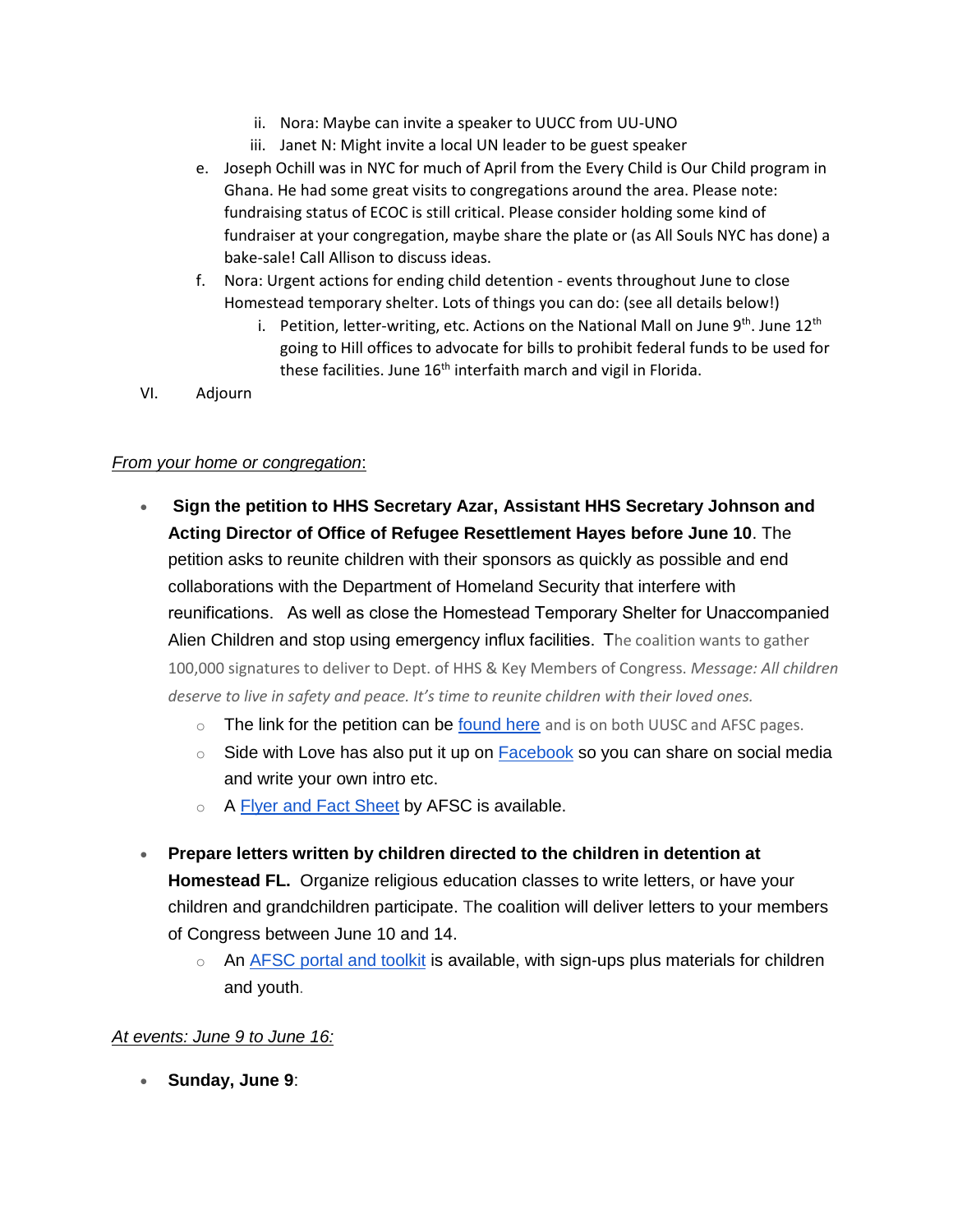- ii. Nora: Maybe can invite a speaker to UUCC from UU-UNO
   - iii. Janet N: Might invite a local UN leader to be guest speaker

e. Joseph Ochill was in NYC for much of April from the Every Child is Our Child program in Ghana. He had some great visits to congregations around the area. Please note: fundraising status of ECOC is still critical. Please consider holding some kind of fundraiser at your congregation, maybe share the plate or (as All Souls NYC has done) a bake-sale! Call Allison to discuss ideas.

f. Nora: Urgent actions for ending child detention - events throughout June to close Homestead temporary shelter. Lots of things you can do: (see all details below!)
   - i. Petition, letter-writing, etc. Actions on the National Mall on June 9th. June 12th going to Hill offices to advocate for bills to prohibit federal funds to be used for these facilities. June 16th interfaith march and vigil in Florida.

VI. Adjourn

*From your home or congregation*:

- **Sign the petition to HHS Secretary Azar, Assistant HHS Secretary Johnson and Acting Director of Office of Refugee Resettlement Hayes before June 10**. The petition asks to reunite children with their sponsors as quickly as possible and end collaborations with the Department of Homeland Security that interfere with reunifications. As well as close the Homestead Temporary Shelter for Unaccompanied Alien Children and stop using emergency influx facilities. The coalition wants to gather 100,000 signatures to deliver to Dept. of HHS & Key Members of Congress. *Message: All children deserve to live in safety and peace. It's time to reunite children with their loved ones.*
  - The link for the petition can be found here and is on both UUSC and AFSC pages.
  - Side with Love has also put it up on Facebook so you can share on social media and write your own intro etc.
  - A Flyer and Fact Sheet by AFSC is available.

- **Prepare letters written by children directed to the children in detention at Homestead FL.** Organize religious education classes to write letters, or have your children and grandchildren participate. The coalition will deliver letters to your members of Congress between June 10 and 14.
  - An AFSC portal and toolkit is available, with sign-ups plus materials for children and youth.

*At events: June 9 to June 16:*

- **Sunday, June 9**: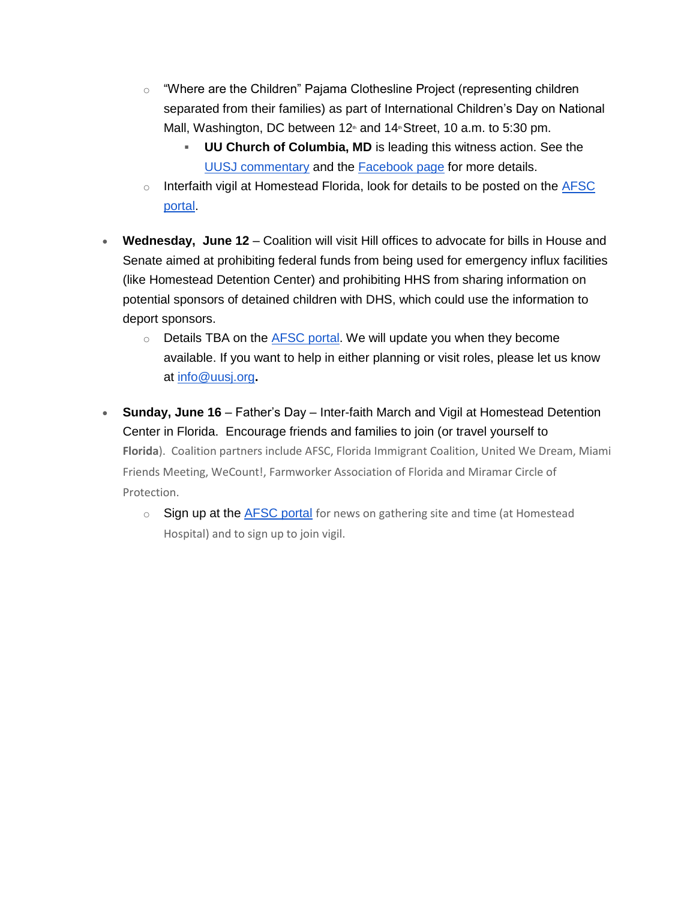- "Where are the Children" Pajama Clothesline Project (representing children separated from their families) as part of International Children's Day on National Mall, Washington, DC between 12th and 14th Street, 10 a.m. to 5:30 pm.
    - **UU Church of Columbia, MD** is leading this witness action. See the UUSJ commentary and the Facebook page for more details.
  - Interfaith vigil at Homestead Florida, look for details to be posted on the AFSC portal.

- **Wednesday, June 12** – Coalition will visit Hill offices to advocate for bills in House and Senate aimed at prohibiting federal funds from being used for emergency influx facilities (like Homestead Detention Center) and prohibiting HHS from sharing information on potential sponsors of detained children with DHS, which could use the information to deport sponsors.
  - Details TBA on the AFSC portal. We will update you when they become available. If you want to help in either planning or visit roles, please let us know at info@uusj.org.

- **Sunday, June 16** – Father's Day – Inter-faith March and Vigil at Homestead Detention Center in Florida. Encourage friends and families to join (or travel yourself to **Florida**). Coalition partners include AFSC, Florida Immigrant Coalition, United We Dream, Miami Friends Meeting, WeCount!, Farmworker Association of Florida and Miramar Circle of Protection.
  - Sign up at the AFSC portal for news on gathering site and time (at Homestead Hospital) and to sign up to join vigil.